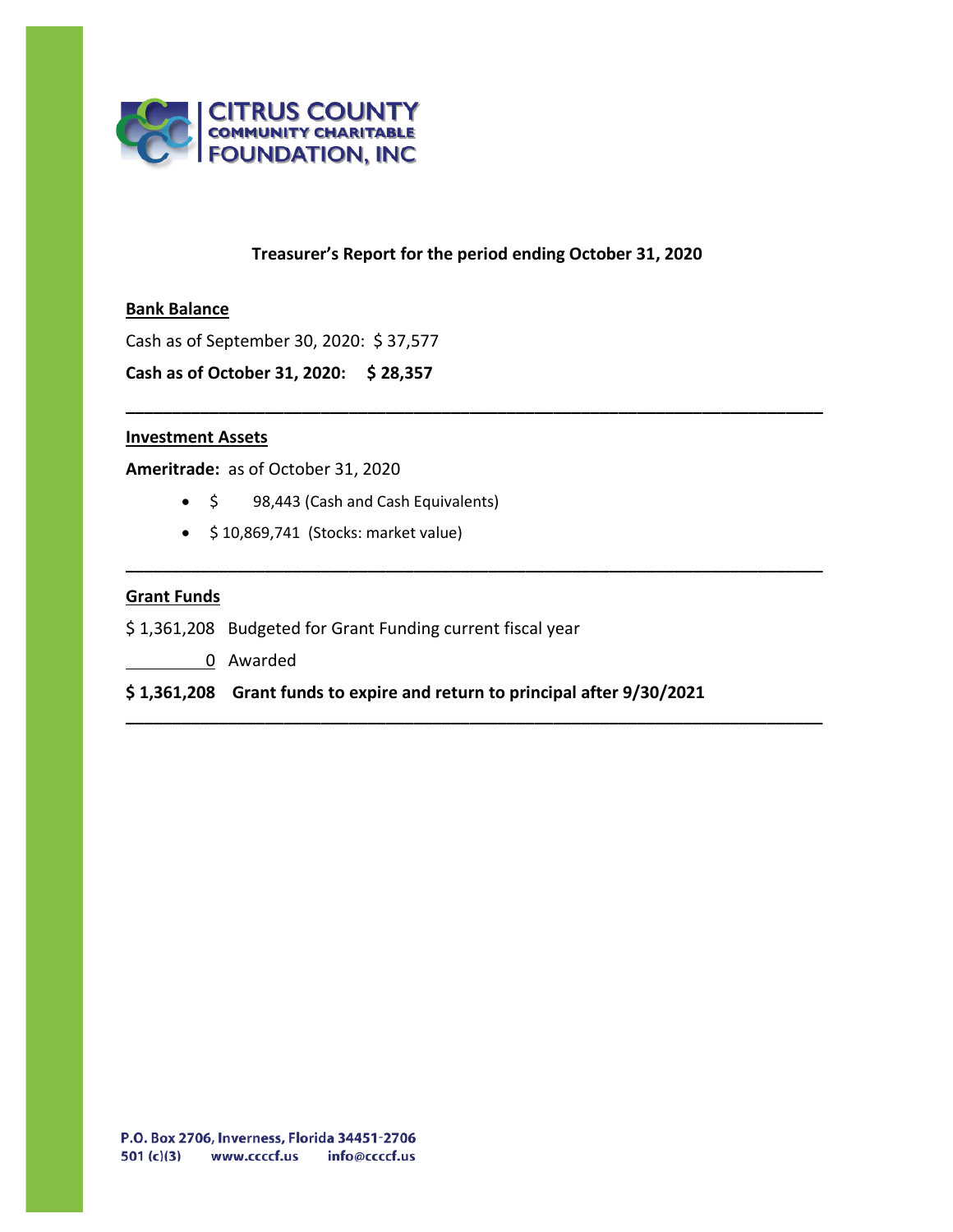CITRUS COUNTY COMMUNITY CHARITABLE FOUNDATION, INC

## Treasurer's Report for the period ending October 31, 2020

**Bank Balance**

Cash as of September 30, 2020: $ 37,577

**Cash as of October 31, 2020: $ 28,357**

---

**Investment Assets**

**Ameritrade:** as of October 31, 2020

- $ 98,443 (Cash and Cash Equivalents)
- $ 10,869,741 (Stocks: market value)

---

**Grant Funds**

$ 1,361,208 Budgeted for Grant Funding current fiscal year

0 Awarded

**$ 1,361,208 Grant funds to expire and return to principal after 9/30/2021**

---

P.O. Box 2706, Inverness, Florida 34451-2706
501 (c)(3) www.ccccf.us info@ccccf.us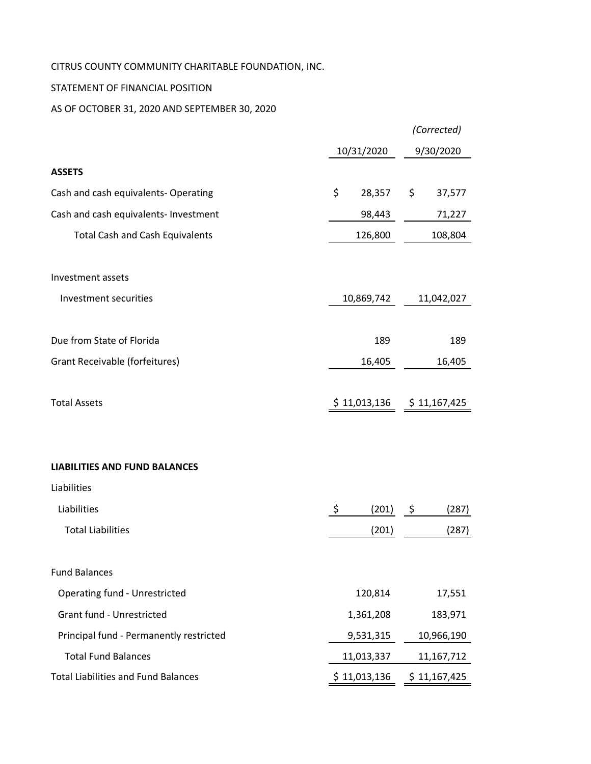CITRUS COUNTY COMMUNITY CHARITABLE FOUNDATION, INC.

STATEMENT OF FINANCIAL POSITION

AS OF OCTOBER 31, 2020 AND SEPTEMBER 30, 2020

| | 10/31/2020 | *(Corrected)* 9/30/2020 |
|---|---|---|
| **ASSETS** | | |
| Cash and cash equivalents- Operating | $ 28,357 | $ 37,577 |
| Cash and cash equivalents- Investment | 98,443 | 71,227 |
| Total Cash and Cash Equivalents | 126,800 | 108,804 |
| | | |
| Investment assets | | |
| Investment securities | 10,869,742 | 11,042,027 |
| | | |
| Due from State of Florida | 189 | 189 |
| Grant Receivable (forfeitures) | 16,405 | 16,405 |
| | | |
| Total Assets | $ 11,013,136 | $ 11,167,425 |
| | | |
| **LIABILITIES AND FUND BALANCES** | | |
| Liabilities | | |
| Liabilities | $ (201) | $ (287) |
| Total Liabilities | (201) | (287) |
| | | |
| Fund Balances | | |
| Operating fund - Unrestricted | 120,814 | 17,551 |
| Grant fund - Unrestricted | 1,361,208 | 183,971 |
| Principal fund - Permanently restricted | 9,531,315 | 10,966,190 |
| Total Fund Balances | 11,013,337 | 11,167,712 |
| Total Liabilities and Fund Balances | $ 11,013,136 | $ 11,167,425 |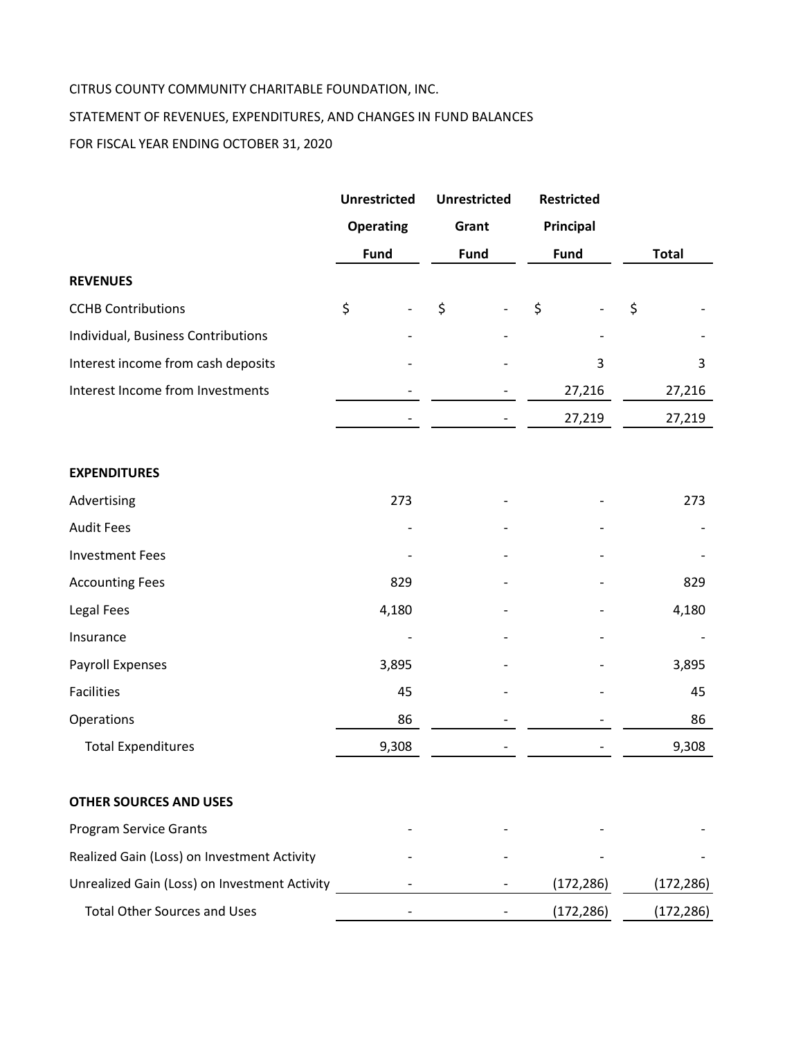CITRUS COUNTY COMMUNITY CHARITABLE FOUNDATION, INC.

STATEMENT OF REVENUES, EXPENDITURES, AND CHANGES IN FUND BALANCES

FOR FISCAL YEAR ENDING OCTOBER 31, 2020

| | Unrestricted Operating Fund | Unrestricted Grant Fund | Restricted Principal Fund | Total |
|---|---|---|---|---|
| **REVENUES** | | | | |
| CCHB Contributions | $ - | $ - | $ - | $ - |
| Individual, Business Contributions | - | - | - | - |
| Interest income from cash deposits | - | - | 3 | 3 |
| Interest Income from Investments | - | - | 27,216 | 27,216 |
| | - | - | 27,219 | 27,219 |
| **EXPENDITURES** | | | | |
| Advertising | 273 | - | - | 273 |
| Audit Fees | - | - | - | - |
| Investment Fees | - | - | - | - |
| Accounting Fees | 829 | - | - | 829 |
| Legal Fees | 4,180 | - | - | 4,180 |
| Insurance | - | - | - | - |
| Payroll Expenses | 3,895 | - | - | 3,895 |
| Facilities | 45 | - | - | 45 |
| Operations | 86 | - | - | 86 |
| Total Expenditures | 9,308 | - | - | 9,308 |
| **OTHER SOURCES AND USES** | | | | |
| Program Service Grants | - | - | - | - |
| Realized Gain (Loss) on Investment Activity | - | - | - | - |
| Unrealized Gain (Loss) on Investment Activity | - | - | (172,286) | (172,286) |
| Total Other Sources and Uses | - | - | (172,286) | (172,286) |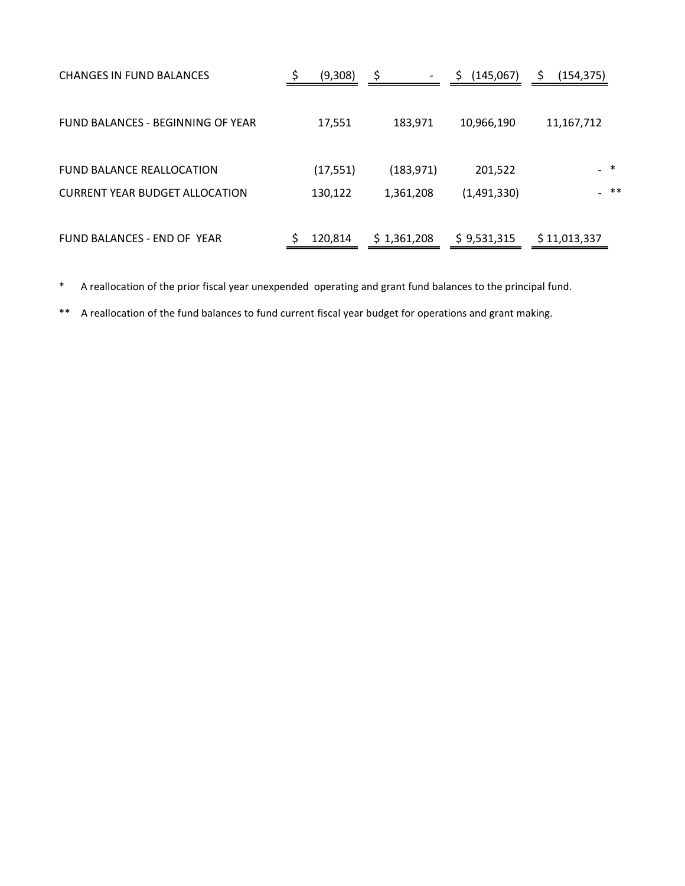| | | | | |
|---|---|---|---|---|
| CHANGES IN FUND BALANCES | $ (9,308) | $ - | $ (145,067) | $ (154,375) |
| FUND BALANCES - BEGINNING OF YEAR | 17,551 | 183,971 | 10,966,190 | 11,167,712 |
| FUND BALANCE REALLOCATION | (17,551) | (183,971) | 201,522 | - * |
| CURRENT YEAR BUDGET ALLOCATION | 130,122 | 1,361,208 | (1,491,330) | - ** |
| FUND BALANCES - END OF YEAR | $ 120,814 | $ 1,361,208 | $ 9,531,315 | $ 11,013,337 |

* A reallocation of the prior fiscal year unexpended operating and grant fund balances to the principal fund.

** A reallocation of the fund balances to fund current fiscal year budget for operations and grant making.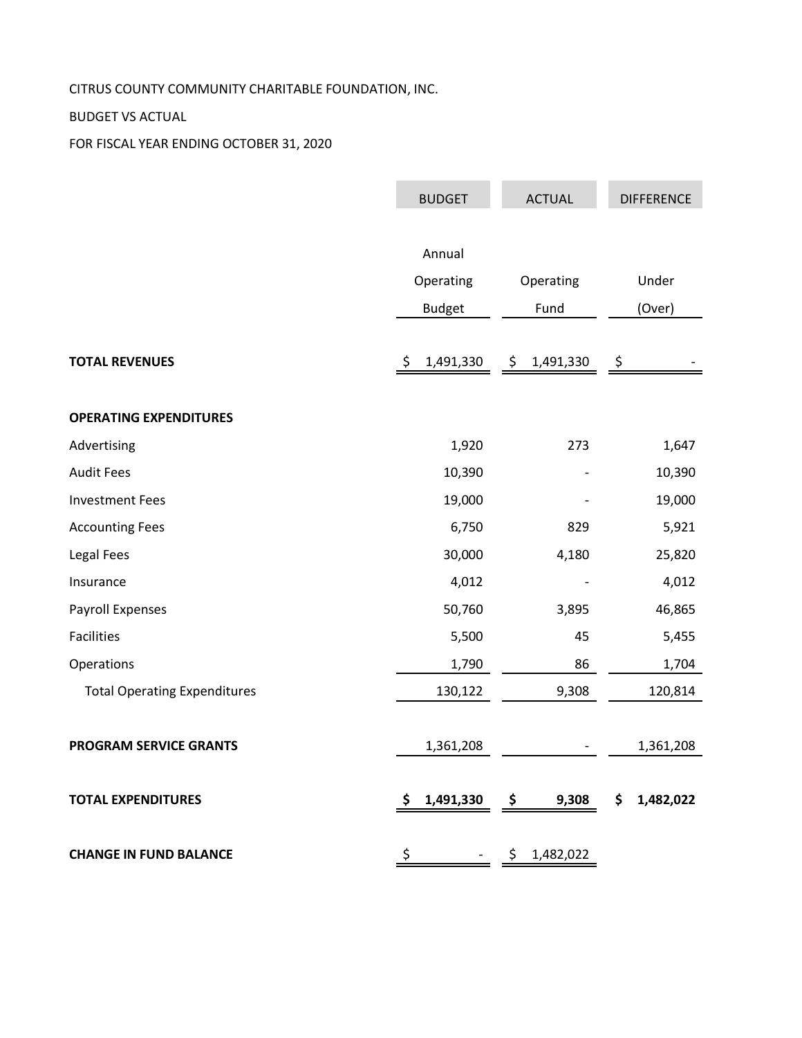CITRUS COUNTY COMMUNITY CHARITABLE FOUNDATION, INC.

BUDGET VS ACTUAL

FOR FISCAL YEAR ENDING OCTOBER 31, 2020

| | BUDGET | ACTUAL | DIFFERENCE |
|---|---|---|---|
| | Annual Operating Budget | Operating Fund | Under (Over) |
| **TOTAL REVENUES** | $ 1,491,330 | $ 1,491,330 | $ - |
| **OPERATING EXPENDITURES** | | | |
| Advertising | 1,920 | 273 | 1,647 |
| Audit Fees | 10,390 | - | 10,390 |
| Investment Fees | 19,000 | - | 19,000 |
| Accounting Fees | 6,750 | 829 | 5,921 |
| Legal Fees | 30,000 | 4,180 | 25,820 |
| Insurance | 4,012 | - | 4,012 |
| Payroll Expenses | 50,760 | 3,895 | 46,865 |
| Facilities | 5,500 | 45 | 5,455 |
| Operations | 1,790 | 86 | 1,704 |
| Total Operating Expenditures | 130,122 | 9,308 | 120,814 |
| **PROGRAM SERVICE GRANTS** | 1,361,208 | - | 1,361,208 |
| **TOTAL EXPENDITURES** | **$ 1,491,330** | **$ 9,308** | **$ 1,482,022** |
| **CHANGE IN FUND BALANCE** | $ - | $ 1,482,022 | |